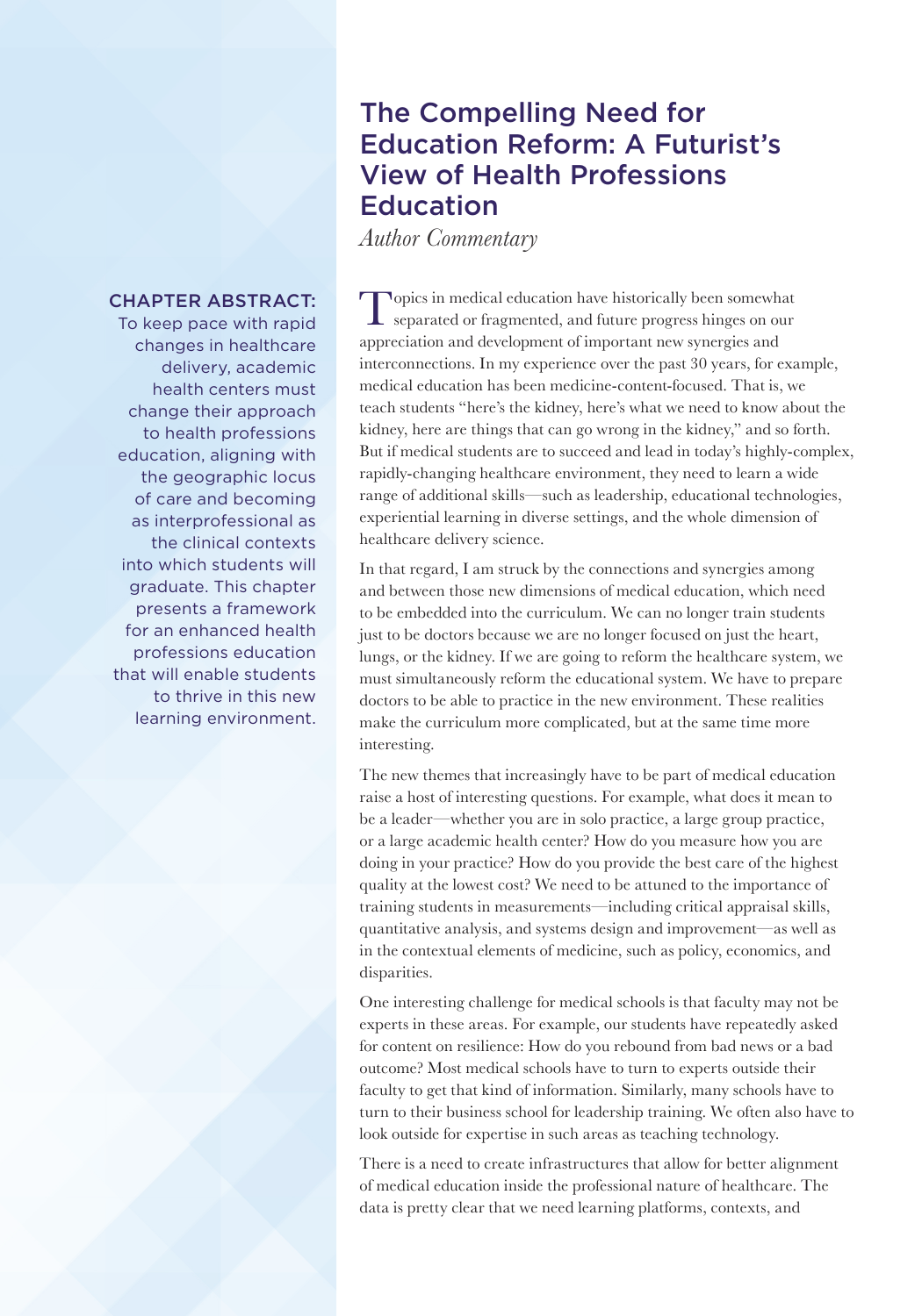# The Compelling Need for Education Reform: A Futurist's View of Health Professions Education

*Author Commentary*

**CHAPTER ABSTRACT:** To keep pace with rapid changes in healthcare delivery, academic health centers must change their approach to health professions education, aligning with the geographic locus of care and becoming as interprofessional as the clinical contexts into which students will graduate. This chapter presents a framework for an enhanced health professions education that will enable students to thrive in this new learning environment.

Topics in medical education have historically been somewhat separated or fragmented, and future progress hinges on our appreciation and development of important new synergies and interconnections. In my experience over the past 30 years, for example, medical education has been medicine-content-focused. That is, we teach students "here's the kidney, here's what we need to know about the kidney, here are things that can go wrong in the kidney," and so forth. But if medical students are to succeed and lead in today's highly-complex, rapidly-changing healthcare environment, they need to learn a wide range of additional skills—such as leadership, educational technologies, experiential learning in diverse settings, and the whole dimension of healthcare delivery science.

In that regard, I am struck by the connections and synergies among and between those new dimensions of medical education, which need to be embedded into the curriculum. We can no longer train students just to be doctors because we are no longer focused on just the heart, lungs, or the kidney. If we are going to reform the healthcare system, we must simultaneously reform the educational system. We have to prepare doctors to be able to practice in the new environment. These realities make the curriculum more complicated, but at the same time more interesting.

The new themes that increasingly have to be part of medical education raise a host of interesting questions. For example, what does it mean to be a leader—whether you are in solo practice, a large group practice, or a large academic health center? How do you measure how you are doing in your practice? How do you provide the best care of the highest quality at the lowest cost? We need to be attuned to the importance of training students in measurements—including critical appraisal skills, quantitative analysis, and systems design and improvement—as well as in the contextual elements of medicine, such as policy, economics, and disparities.

One interesting challenge for medical schools is that faculty may not be experts in these areas. For example, our students have repeatedly asked for content on resilience: How do you rebound from bad news or a bad outcome? Most medical schools have to turn to experts outside their faculty to get that kind of information. Similarly, many schools have to turn to their business school for leadership training. We often also have to look outside for expertise in such areas as teaching technology.

There is a need to create infrastructures that allow for better alignment of medical education inside the professional nature of healthcare. The data is pretty clear that we need learning platforms, contexts, and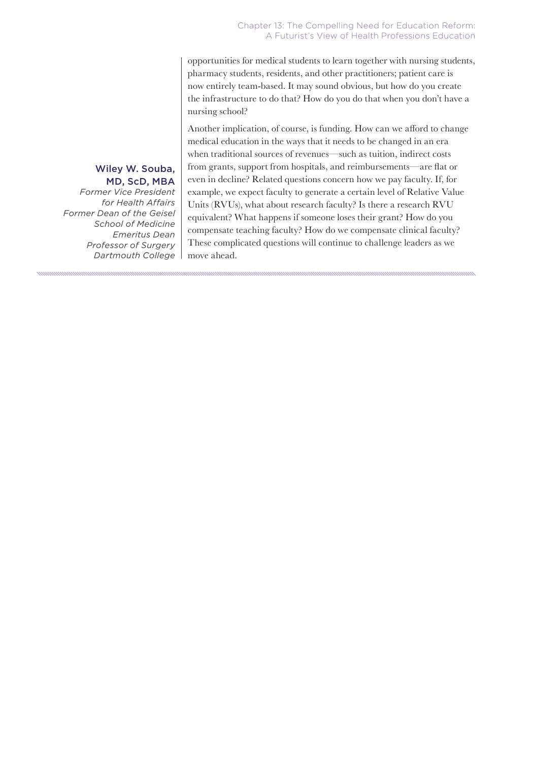opportunities for medical students to learn together with nursing students, pharmacy students, residents, and other practitioners; patient care is now entirely team-based. It may sound obvious, but how do you create the infrastructure to do that? How do you do that when you don't have a nursing school?

Another implication, of course, is funding. How can we afford to change medical education in the ways that it needs to be changed in an era when traditional sources of revenues—such as tuition, indirect costs from grants, support from hospitals, and reimbursements—are flat or even in decline? Related questions concern how we pay faculty. If, for example, we expect faculty to generate a certain level of Relative Value Units (RVUs), what about research faculty? Is there a research RVU equivalent? What happens if someone loses their grant? How do you compensate teaching faculty? How do we compensate clinical faculty? These complicated questions will continue to challenge leaders as we move ahead.

**Wiley W. Souba, MD, ScD, MBA**
*Former Vice President for Health Affairs*
*Former Dean of the Geisel School of Medicine*
*Emeritus Dean*
*Professor of Surgery*
*Dartmouth College*